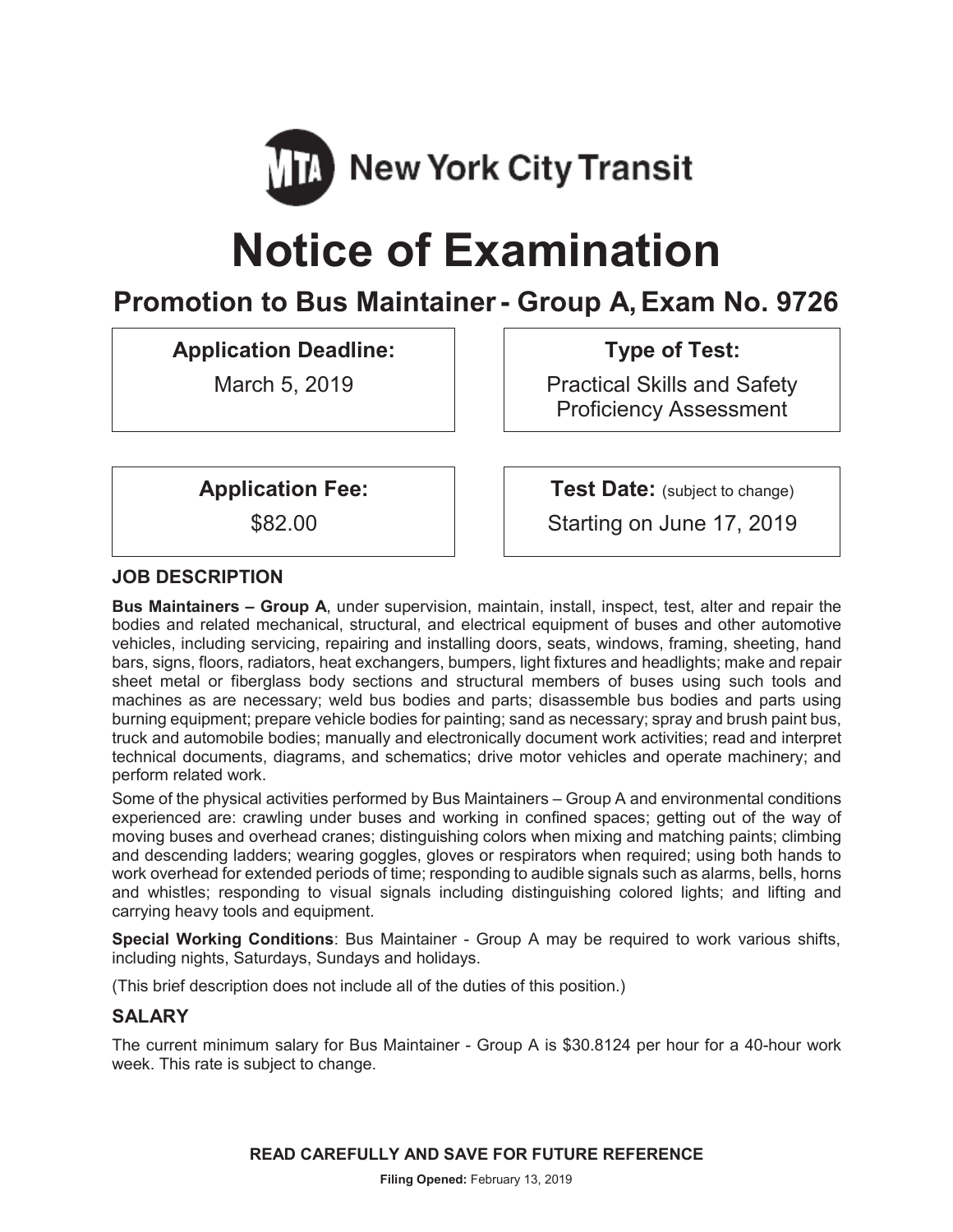New York City Transit

# Notice of Examination

## Promotion to Bus Maintainer - Group A, Exam No. 9726

| Application Deadline: | Type of Test: |
| --- | --- |
| March 5, 2019 | Practical Skills and Safety Proficiency Assessment |

| Application Fee: | Test Date: (subject to change) |
| --- | --- |
| $82.00 | Starting on June 17, 2019 |

### JOB DESCRIPTION

**Bus Maintainers – Group A**, under supervision, maintain, install, inspect, test, alter and repair the bodies and related mechanical, structural, and electrical equipment of buses and other automotive vehicles, including servicing, repairing and installing doors, seats, windows, framing, sheeting, hand bars, signs, floors, radiators, heat exchangers, bumpers, light fixtures and headlights; make and repair sheet metal or fiberglass body sections and structural members of buses using such tools and machines as are necessary; weld bus bodies and parts; disassemble bus bodies and parts using burning equipment; prepare vehicle bodies for painting; sand as necessary; spray and brush paint bus, truck and automobile bodies; manually and electronically document work activities; read and interpret technical documents, diagrams, and schematics; drive motor vehicles and operate machinery; and perform related work.

Some of the physical activities performed by Bus Maintainers – Group A and environmental conditions experienced are: crawling under buses and working in confined spaces; getting out of the way of moving buses and overhead cranes; distinguishing colors when mixing and matching paints; climbing and descending ladders; wearing goggles, gloves or respirators when required; using both hands to work overhead for extended periods of time; responding to audible signals such as alarms, bells, horns and whistles; responding to visual signals including distinguishing colored lights; and lifting and carrying heavy tools and equipment.

**Special Working Conditions**: Bus Maintainer - Group A may be required to work various shifts, including nights, Saturdays, Sundays and holidays.

(This brief description does not include all of the duties of this position.)

### SALARY

The current minimum salary for Bus Maintainer - Group A is $30.8124 per hour for a 40-hour work week. This rate is subject to change.

**READ CAREFULLY AND SAVE FOR FUTURE REFERENCE**

**Filing Opened:** February 13, 2019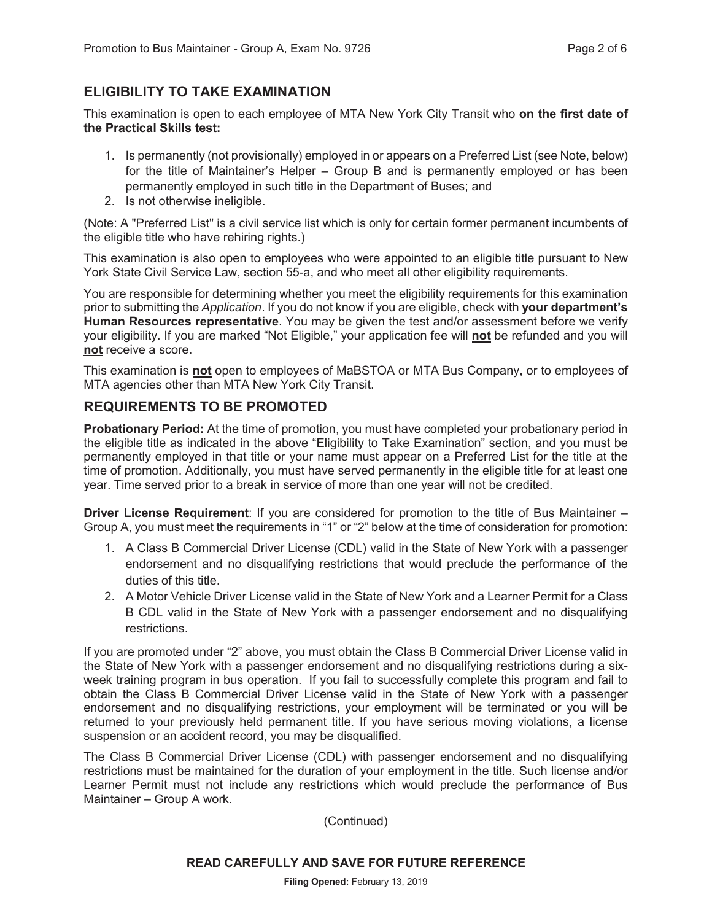## ELIGIBILITY TO TAKE EXAMINATION

This examination is open to each employee of MTA New York City Transit who **on the first date of the Practical Skills test:**

1. Is permanently (not provisionally) employed in or appears on a Preferred List (see Note, below) for the title of Maintainer's Helper – Group B and is permanently employed or has been permanently employed in such title in the Department of Buses; and
2. Is not otherwise ineligible.

(Note: A "Preferred List" is a civil service list which is only for certain former permanent incumbents of the eligible title who have rehiring rights.)

This examination is also open to employees who were appointed to an eligible title pursuant to New York State Civil Service Law, section 55-a, and who meet all other eligibility requirements.

You are responsible for determining whether you meet the eligibility requirements for this examination prior to submitting the *Application*. If you do not know if you are eligible, check with **your department's Human Resources representative**. You may be given the test and/or assessment before we verify your eligibility. If you are marked "Not Eligible," your application fee will **not** be refunded and you will **not** receive a score.

This examination is **not** open to employees of MaBSTOA or MTA Bus Company, or to employees of MTA agencies other than MTA New York City Transit.

## REQUIREMENTS TO BE PROMOTED

**Probationary Period:** At the time of promotion, you must have completed your probationary period in the eligible title as indicated in the above "Eligibility to Take Examination" section, and you must be permanently employed in that title or your name must appear on a Preferred List for the title at the time of promotion. Additionally, you must have served permanently in the eligible title for at least one year. Time served prior to a break in service of more than one year will not be credited.

**Driver License Requirement**: If you are considered for promotion to the title of Bus Maintainer – Group A, you must meet the requirements in "1" or "2" below at the time of consideration for promotion:

1. A Class B Commercial Driver License (CDL) valid in the State of New York with a passenger endorsement and no disqualifying restrictions that would preclude the performance of the duties of this title.
2. A Motor Vehicle Driver License valid in the State of New York and a Learner Permit for a Class B CDL valid in the State of New York with a passenger endorsement and no disqualifying restrictions.

If you are promoted under "2" above, you must obtain the Class B Commercial Driver License valid in the State of New York with a passenger endorsement and no disqualifying restrictions during a six-week training program in bus operation. If you fail to successfully complete this program and fail to obtain the Class B Commercial Driver License valid in the State of New York with a passenger endorsement and no disqualifying restrictions, your employment will be terminated or you will be returned to your previously held permanent title. If you have serious moving violations, a license suspension or an accident record, you may be disqualified.

The Class B Commercial Driver License (CDL) with passenger endorsement and no disqualifying restrictions must be maintained for the duration of your employment in the title. Such license and/or Learner Permit must not include any restrictions which would preclude the performance of Bus Maintainer – Group A work.

(Continued)

**READ CAREFULLY AND SAVE FOR FUTURE REFERENCE**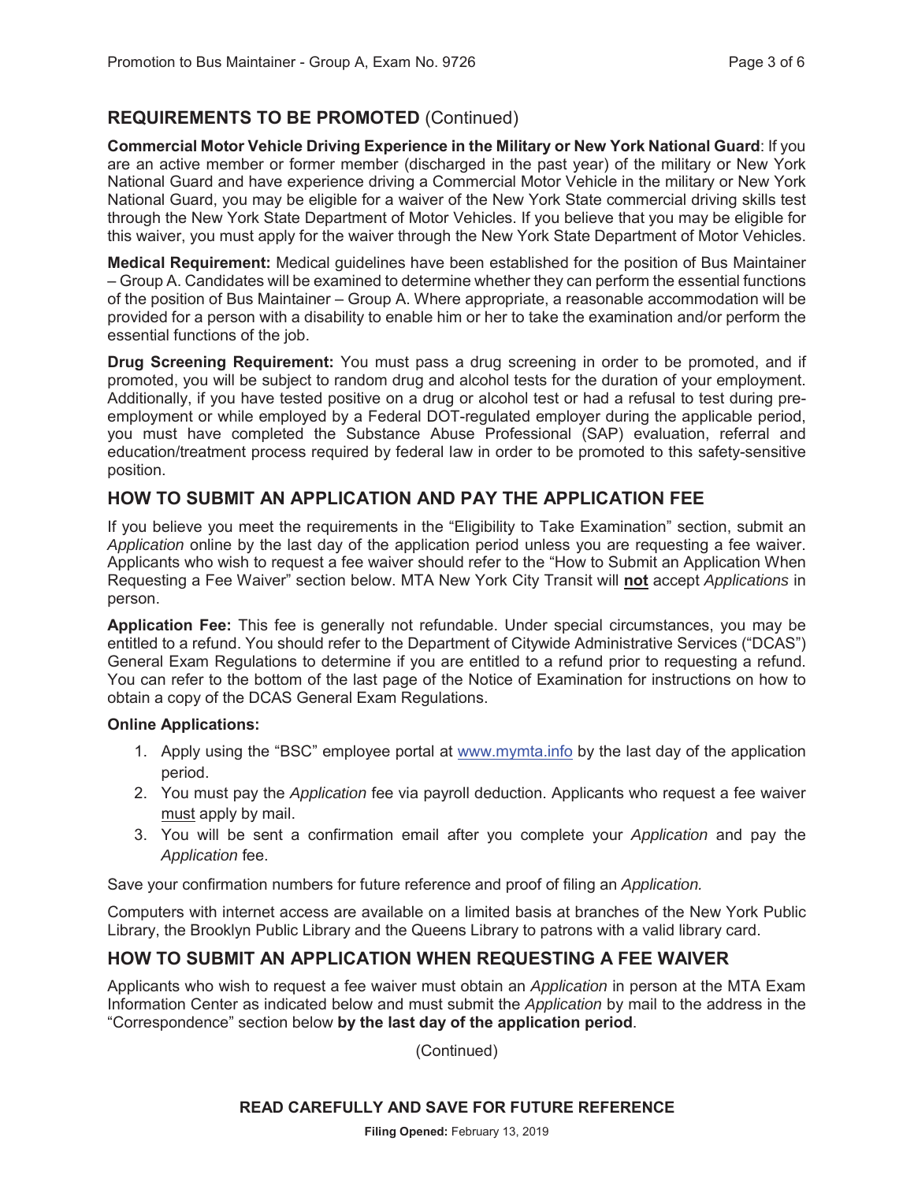## REQUIREMENTS TO BE PROMOTED (Continued)

**Commercial Motor Vehicle Driving Experience in the Military or New York National Guard**: If you are an active member or former member (discharged in the past year) of the military or New York National Guard and have experience driving a Commercial Motor Vehicle in the military or New York National Guard, you may be eligible for a waiver of the New York State commercial driving skills test through the New York State Department of Motor Vehicles. If you believe that you may be eligible for this waiver, you must apply for the waiver through the New York State Department of Motor Vehicles.

**Medical Requirement:** Medical guidelines have been established for the position of Bus Maintainer – Group A. Candidates will be examined to determine whether they can perform the essential functions of the position of Bus Maintainer – Group A. Where appropriate, a reasonable accommodation will be provided for a person with a disability to enable him or her to take the examination and/or perform the essential functions of the job.

**Drug Screening Requirement:** You must pass a drug screening in order to be promoted, and if promoted, you will be subject to random drug and alcohol tests for the duration of your employment. Additionally, if you have tested positive on a drug or alcohol test or had a refusal to test during pre-employment or while employed by a Federal DOT-regulated employer during the applicable period, you must have completed the Substance Abuse Professional (SAP) evaluation, referral and education/treatment process required by federal law in order to be promoted to this safety-sensitive position.

## HOW TO SUBMIT AN APPLICATION AND PAY THE APPLICATION FEE

If you believe you meet the requirements in the "Eligibility to Take Examination" section, submit an *Application* online by the last day of the application period unless you are requesting a fee waiver. Applicants who wish to request a fee waiver should refer to the "How to Submit an Application When Requesting a Fee Waiver" section below. MTA New York City Transit will **not** accept *Applications* in person.

**Application Fee:** This fee is generally not refundable. Under special circumstances, you may be entitled to a refund. You should refer to the Department of Citywide Administrative Services ("DCAS") General Exam Regulations to determine if you are entitled to a refund prior to requesting a refund. You can refer to the bottom of the last page of the Notice of Examination for instructions on how to obtain a copy of the DCAS General Exam Regulations.

**Online Applications:**

1. Apply using the "BSC" employee portal at www.mymta.info by the last day of the application period.
2. You must pay the *Application* fee via payroll deduction. Applicants who request a fee waiver must apply by mail.
3. You will be sent a confirmation email after you complete your *Application* and pay the *Application* fee.

Save your confirmation numbers for future reference and proof of filing an *Application.*

Computers with internet access are available on a limited basis at branches of the New York Public Library, the Brooklyn Public Library and the Queens Library to patrons with a valid library card.

## HOW TO SUBMIT AN APPLICATION WHEN REQUESTING A FEE WAIVER

Applicants who wish to request a fee waiver must obtain an *Application* in person at the MTA Exam Information Center as indicated below and must submit the *Application* by mail to the address in the "Correspondence" section below **by the last day of the application period**.

(Continued)

**READ CAREFULLY AND SAVE FOR FUTURE REFERENCE**

**Filing Opened:** February 13, 2019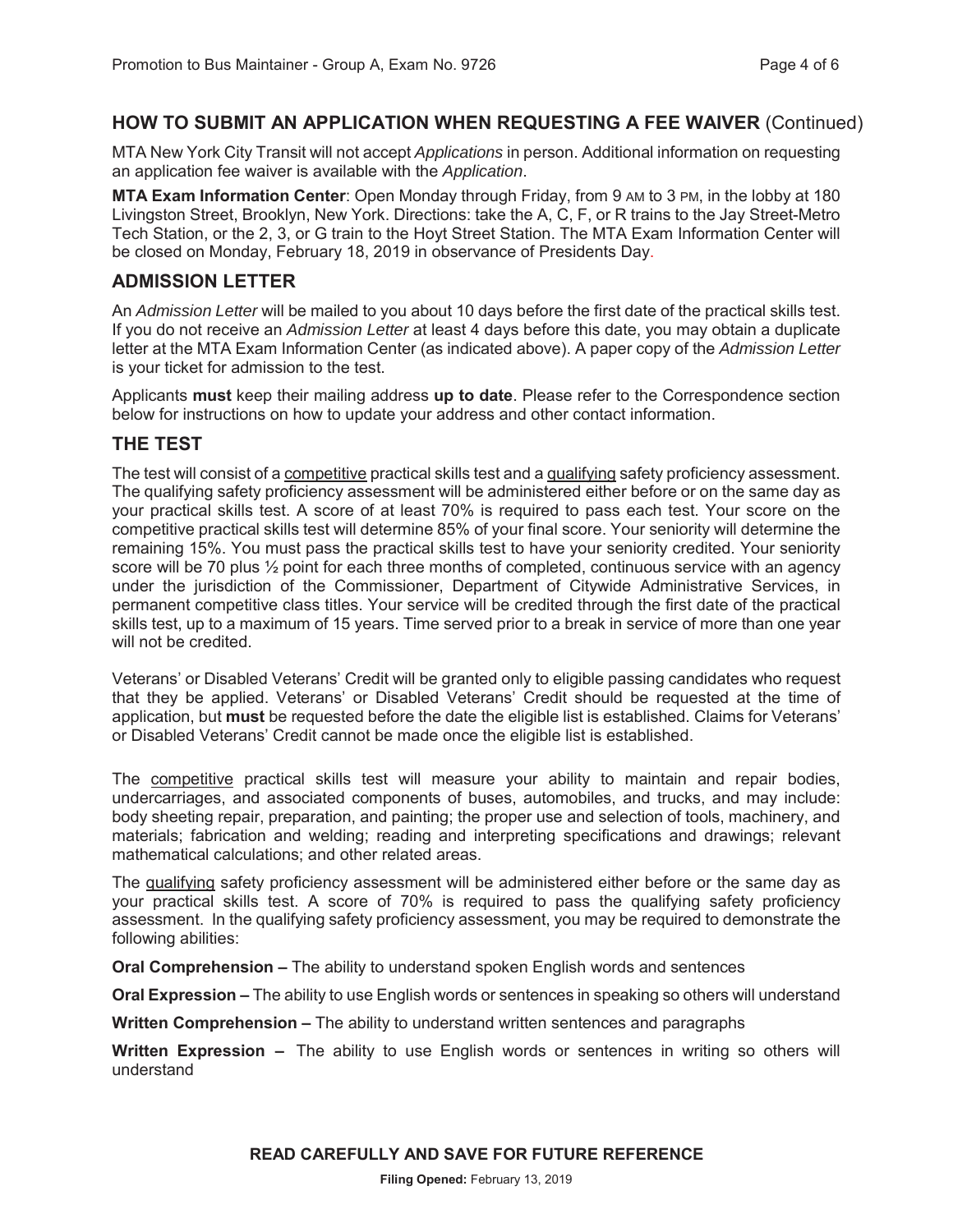## HOW TO SUBMIT AN APPLICATION WHEN REQUESTING A FEE WAIVER (Continued)

MTA New York City Transit will not accept *Applications* in person. Additional information on requesting an application fee waiver is available with the *Application*.

**MTA Exam Information Center**: Open Monday through Friday, from 9 AM to 3 PM, in the lobby at 180 Livingston Street, Brooklyn, New York. Directions: take the A, C, F, or R trains to the Jay Street-Metro Tech Station, or the 2, 3, or G train to the Hoyt Street Station. The MTA Exam Information Center will be closed on Monday, February 18, 2019 in observance of Presidents Day.

## ADMISSION LETTER

An *Admission Letter* will be mailed to you about 10 days before the first date of the practical skills test. If you do not receive an *Admission Letter* at least 4 days before this date, you may obtain a duplicate letter at the MTA Exam Information Center (as indicated above). A paper copy of the *Admission Letter* is your ticket for admission to the test.

Applicants **must** keep their mailing address **up to date**. Please refer to the Correspondence section below for instructions on how to update your address and other contact information.

## THE TEST

The test will consist of a competitive practical skills test and a qualifying safety proficiency assessment. The qualifying safety proficiency assessment will be administered either before or on the same day as your practical skills test. A score of at least 70% is required to pass each test. Your score on the competitive practical skills test will determine 85% of your final score. Your seniority will determine the remaining 15%. You must pass the practical skills test to have your seniority credited. Your seniority score will be 70 plus ½ point for each three months of completed, continuous service with an agency under the jurisdiction of the Commissioner, Department of Citywide Administrative Services, in permanent competitive class titles. Your service will be credited through the first date of the practical skills test, up to a maximum of 15 years. Time served prior to a break in service of more than one year will not be credited.

Veterans' or Disabled Veterans' Credit will be granted only to eligible passing candidates who request that they be applied. Veterans' or Disabled Veterans' Credit should be requested at the time of application, but **must** be requested before the date the eligible list is established. Claims for Veterans' or Disabled Veterans' Credit cannot be made once the eligible list is established.

The competitive practical skills test will measure your ability to maintain and repair bodies, undercarriages, and associated components of buses, automobiles, and trucks, and may include: body sheeting repair, preparation, and painting; the proper use and selection of tools, machinery, and materials; fabrication and welding; reading and interpreting specifications and drawings; relevant mathematical calculations; and other related areas.

The qualifying safety proficiency assessment will be administered either before or the same day as your practical skills test. A score of 70% is required to pass the qualifying safety proficiency assessment. In the qualifying safety proficiency assessment, you may be required to demonstrate the following abilities:

**Oral Comprehension –** The ability to understand spoken English words and sentences

**Oral Expression –** The ability to use English words or sentences in speaking so others will understand

**Written Comprehension –** The ability to understand written sentences and paragraphs

**Written Expression –** The ability to use English words or sentences in writing so others will understand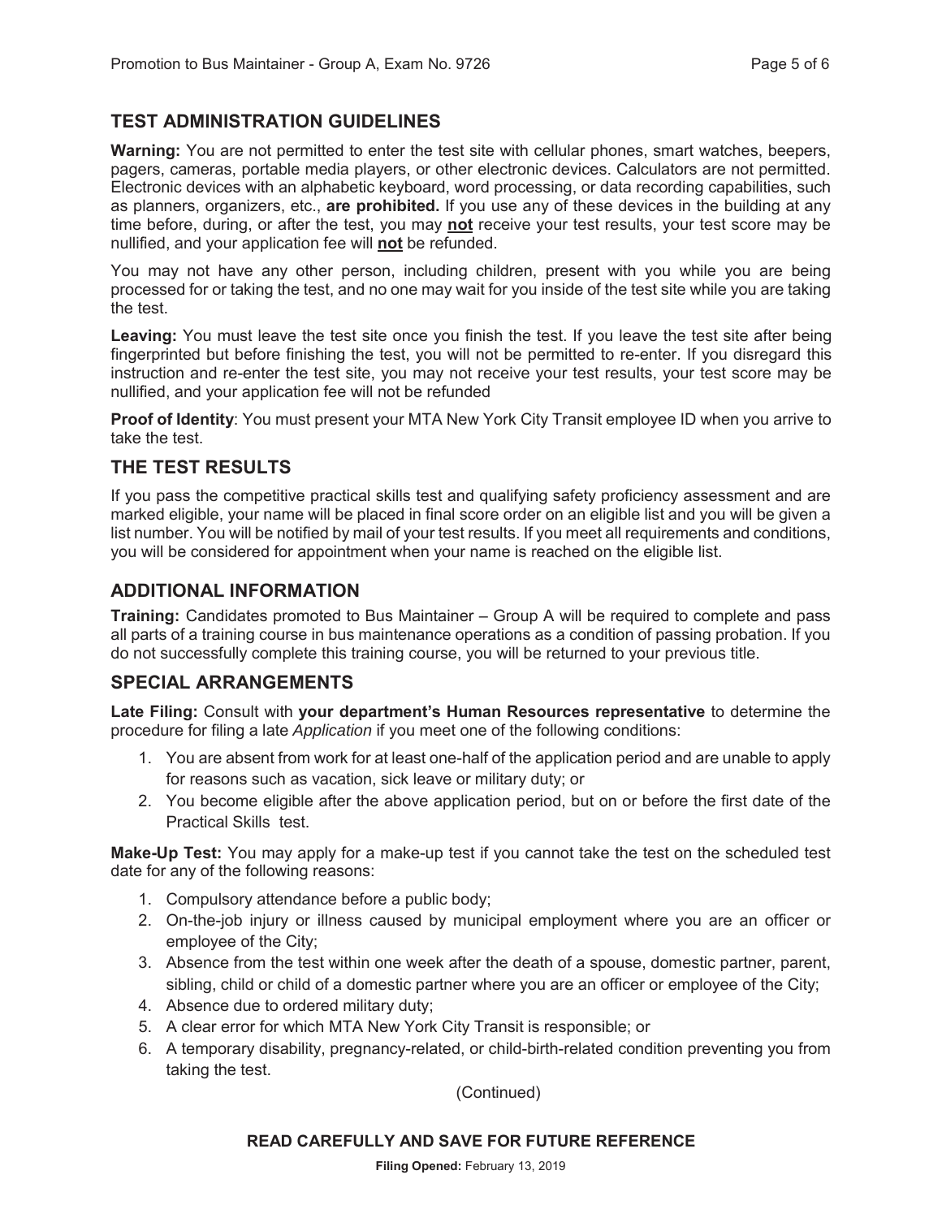## TEST ADMINISTRATION GUIDELINES

**Warning:** You are not permitted to enter the test site with cellular phones, smart watches, beepers, pagers, cameras, portable media players, or other electronic devices. Calculators are not permitted. Electronic devices with an alphabetic keyboard, word processing, or data recording capabilities, such as planners, organizers, etc., **are prohibited.** If you use any of these devices in the building at any time before, during, or after the test, you may **not** receive your test results, your test score may be nullified, and your application fee will **not** be refunded.

You may not have any other person, including children, present with you while you are being processed for or taking the test, and no one may wait for you inside of the test site while you are taking the test.

**Leaving:** You must leave the test site once you finish the test. If you leave the test site after being fingerprinted but before finishing the test, you will not be permitted to re-enter. If you disregard this instruction and re-enter the test site, you may not receive your test results, your test score may be nullified, and your application fee will not be refunded

**Proof of Identity**: You must present your MTA New York City Transit employee ID when you arrive to take the test.

## THE TEST RESULTS

If you pass the competitive practical skills test and qualifying safety proficiency assessment and are marked eligible, your name will be placed in final score order on an eligible list and you will be given a list number. You will be notified by mail of your test results. If you meet all requirements and conditions, you will be considered for appointment when your name is reached on the eligible list.

## ADDITIONAL INFORMATION

**Training:** Candidates promoted to Bus Maintainer – Group A will be required to complete and pass all parts of a training course in bus maintenance operations as a condition of passing probation. If you do not successfully complete this training course, you will be returned to your previous title.

## SPECIAL ARRANGEMENTS

**Late Filing:** Consult with **your department's Human Resources representative** to determine the procedure for filing a late *Application* if you meet one of the following conditions:

1. You are absent from work for at least one-half of the application period and are unable to apply for reasons such as vacation, sick leave or military duty; or
2. You become eligible after the above application period, but on or before the first date of the Practical Skills test.

**Make-Up Test:** You may apply for a make-up test if you cannot take the test on the scheduled test date for any of the following reasons:

1. Compulsory attendance before a public body;
2. On-the-job injury or illness caused by municipal employment where you are an officer or employee of the City;
3. Absence from the test within one week after the death of a spouse, domestic partner, parent, sibling, child or child of a domestic partner where you are an officer or employee of the City;
4. Absence due to ordered military duty;
5. A clear error for which MTA New York City Transit is responsible; or
6. A temporary disability, pregnancy-related, or child-birth-related condition preventing you from taking the test.

(Continued)

**READ CAREFULLY AND SAVE FOR FUTURE REFERENCE**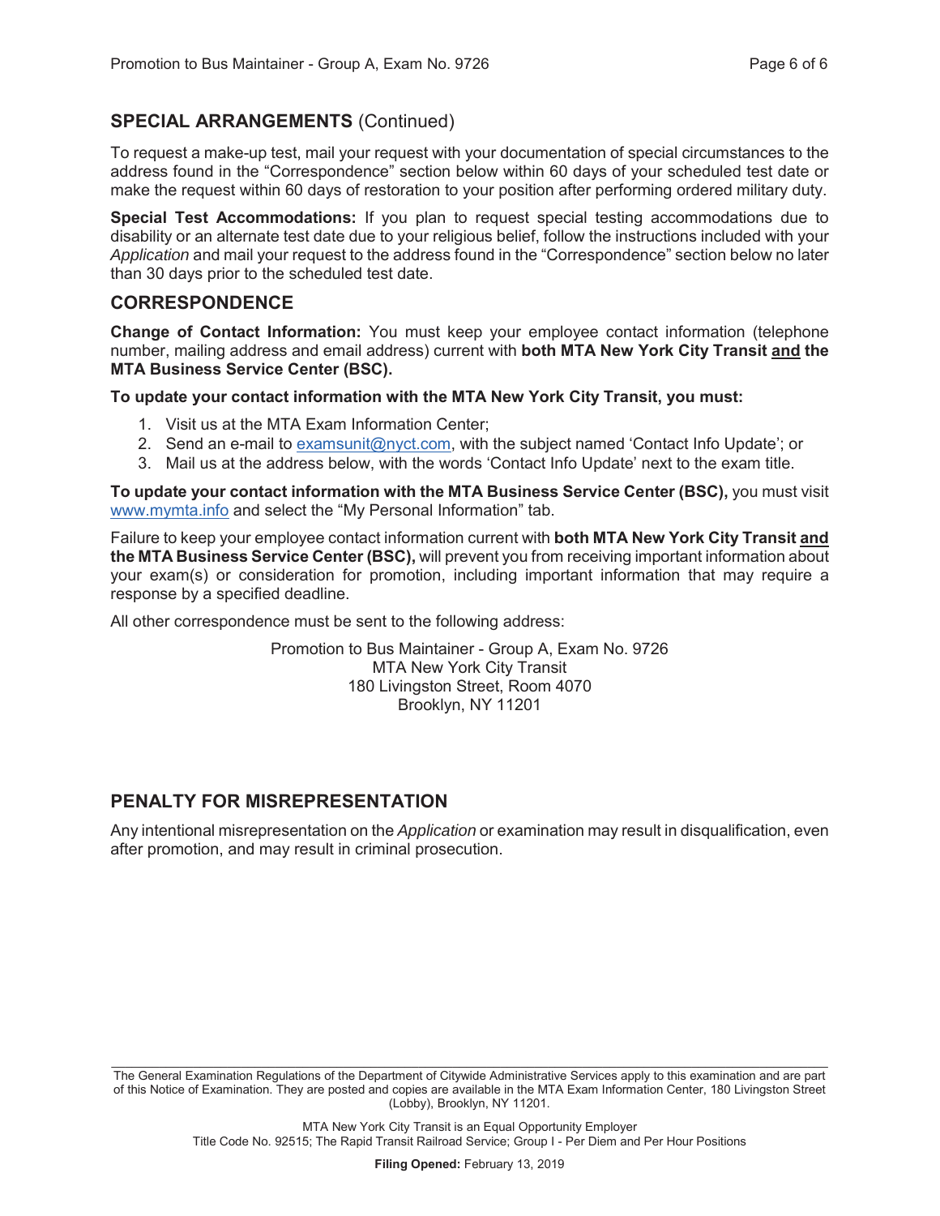## SPECIAL ARRANGEMENTS (Continued)

To request a make-up test, mail your request with your documentation of special circumstances to the address found in the "Correspondence" section below within 60 days of your scheduled test date or make the request within 60 days of restoration to your position after performing ordered military duty.

**Special Test Accommodations:** If you plan to request special testing accommodations due to disability or an alternate test date due to your religious belief, follow the instructions included with your *Application* and mail your request to the address found in the "Correspondence" section below no later than 30 days prior to the scheduled test date.

## CORRESPONDENCE

**Change of Contact Information:** You must keep your employee contact information (telephone number, mailing address and email address) current with **both MTA New York City Transit and the MTA Business Service Center (BSC).**

**To update your contact information with the MTA New York City Transit, you must:**

1. Visit us at the MTA Exam Information Center;
2. Send an e-mail to examsunit@nyct.com, with the subject named 'Contact Info Update'; or
3. Mail us at the address below, with the words 'Contact Info Update' next to the exam title.

**To update your contact information with the MTA Business Service Center (BSC),** you must visit www.mymta.info and select the "My Personal Information" tab.

Failure to keep your employee contact information current with **both MTA New York City Transit and the MTA Business Service Center (BSC),** will prevent you from receiving important information about your exam(s) or consideration for promotion, including important information that may require a response by a specified deadline.

All other correspondence must be sent to the following address:

Promotion to Bus Maintainer - Group A, Exam No. 9726
MTA New York City Transit
180 Livingston Street, Room 4070
Brooklyn, NY 11201

## PENALTY FOR MISREPRESENTATION

Any intentional misrepresentation on the *Application* or examination may result in disqualification, even after promotion, and may result in criminal prosecution.

The General Examination Regulations of the Department of Citywide Administrative Services apply to this examination and are part of this Notice of Examination. They are posted and copies are available in the MTA Exam Information Center, 180 Livingston Street (Lobby), Brooklyn, NY 11201.

MTA New York City Transit is an Equal Opportunity Employer
Title Code No. 92515; The Rapid Transit Railroad Service; Group I - Per Diem and Per Hour Positions

**Filing Opened:** February 13, 2019